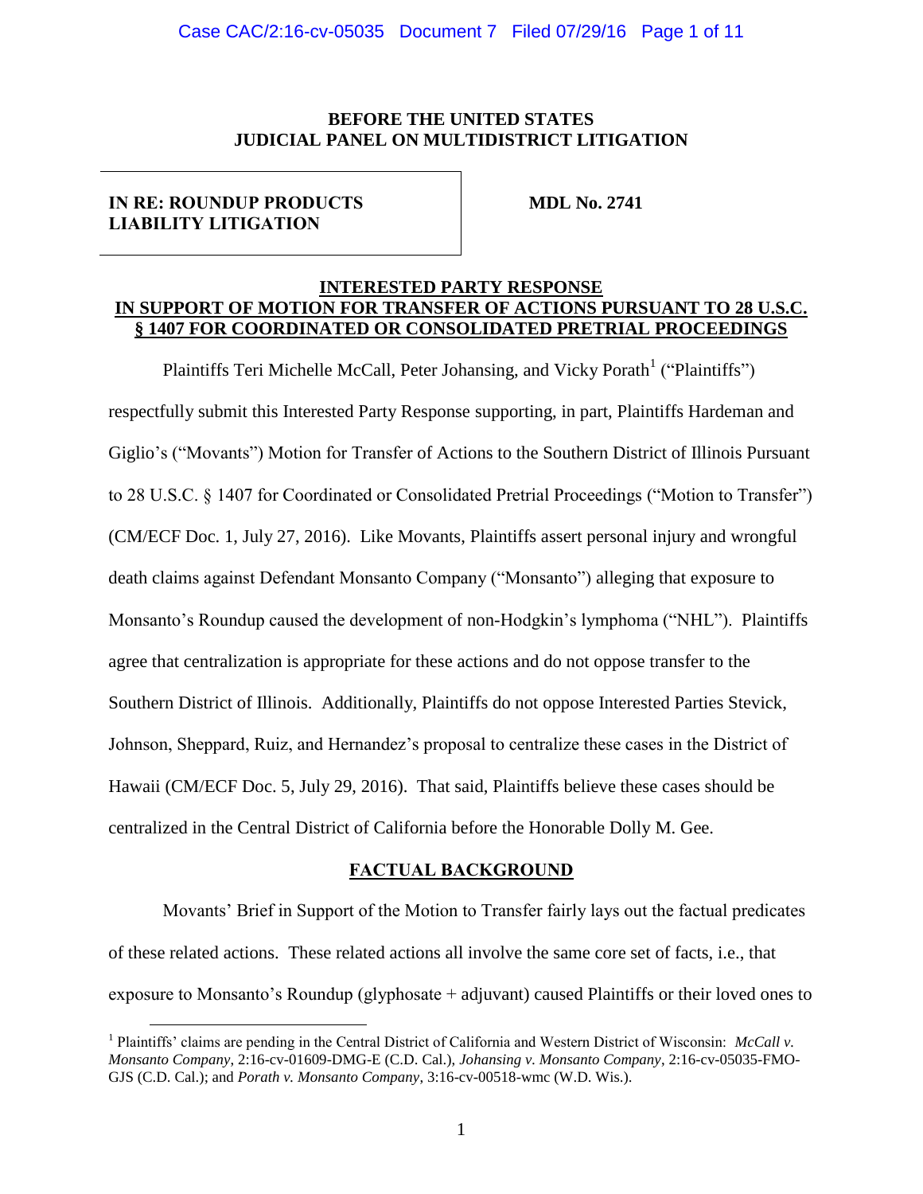**BEFORE THE UNITED STATES**
**JUDICIAL PANEL ON MULTIDISTRICT LITIGATION**

| **IN RE: ROUNDUP PRODUCTS LIABILITY LITIGATION** | **MDL No. 2741** |
|---|---|

**INTERESTED PARTY RESPONSE**
**IN SUPPORT OF MOTION FOR TRANSFER OF ACTIONS PURSUANT TO 28 U.S.C. § 1407 FOR COORDINATED OR CONSOLIDATED PRETRIAL PROCEEDINGS**

Plaintiffs Teri Michelle McCall, Peter Johansing, and Vicky Porath[1] ("Plaintiffs") respectfully submit this Interested Party Response supporting, in part, Plaintiffs Hardeman and Giglio's ("Movants") Motion for Transfer of Actions to the Southern District of Illinois Pursuant to 28 U.S.C. § 1407 for Coordinated or Consolidated Pretrial Proceedings ("Motion to Transfer") (CM/ECF Doc. 1, July 27, 2016). Like Movants, Plaintiffs assert personal injury and wrongful death claims against Defendant Monsanto Company ("Monsanto") alleging that exposure to Monsanto's Roundup caused the development of non-Hodgkin's lymphoma ("NHL"). Plaintiffs agree that centralization is appropriate for these actions and do not oppose transfer to the Southern District of Illinois. Additionally, Plaintiffs do not oppose Interested Parties Stevick, Johnson, Sheppard, Ruiz, and Hernandez's proposal to centralize these cases in the District of Hawaii (CM/ECF Doc. 5, July 29, 2016). That said, Plaintiffs believe these cases should be centralized in the Central District of California before the Honorable Dolly M. Gee.

**FACTUAL BACKGROUND**

Movants' Brief in Support of the Motion to Transfer fairly lays out the factual predicates of these related actions. These related actions all involve the same core set of facts, i.e., that exposure to Monsanto's Roundup (glyphosate + adjuvant) caused Plaintiffs or their loved ones to

[1] Plaintiffs' claims are pending in the Central District of California and Western District of Wisconsin: *McCall v. Monsanto Company*, 2:16-cv-01609-DMG-E (C.D. Cal.), *Johansing v. Monsanto Company*, 2:16-cv-05035-FMO-GJS (C.D. Cal.); and *Porath v. Monsanto Company*, 3:16-cv-00518-wmc (W.D. Wis.).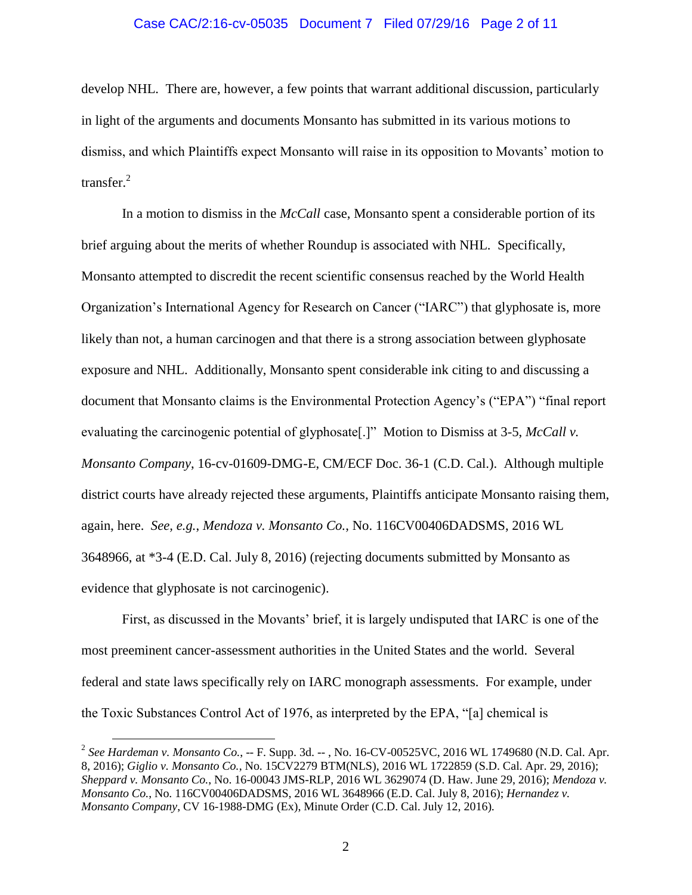develop NHL. There are, however, a few points that warrant additional discussion, particularly in light of the arguments and documents Monsanto has submitted in its various motions to dismiss, and which Plaintiffs expect Monsanto will raise in its opposition to Movants' motion to transfer.[2]

In a motion to dismiss in the *McCall* case, Monsanto spent a considerable portion of its brief arguing about the merits of whether Roundup is associated with NHL. Specifically, Monsanto attempted to discredit the recent scientific consensus reached by the World Health Organization's International Agency for Research on Cancer ("IARC") that glyphosate is, more likely than not, a human carcinogen and that there is a strong association between glyphosate exposure and NHL. Additionally, Monsanto spent considerable ink citing to and discussing a document that Monsanto claims is the Environmental Protection Agency's ("EPA") "final report evaluating the carcinogenic potential of glyphosate[.]" Motion to Dismiss at 3-5, *McCall v. Monsanto Company*, 16-cv-01609-DMG-E, CM/ECF Doc. 36-1 (C.D. Cal.). Although multiple district courts have already rejected these arguments, Plaintiffs anticipate Monsanto raising them, again, here. *See, e.g.*, *Mendoza v. Monsanto Co.*, No. 116CV00406DADSMS, 2016 WL 3648966, at *3-4 (E.D. Cal. July 8, 2016) (rejecting documents submitted by Monsanto as evidence that glyphosate is not carcinogenic).

First, as discussed in the Movants' brief, it is largely undisputed that IARC is one of the most preeminent cancer-assessment authorities in the United States and the world. Several federal and state laws specifically rely on IARC monograph assessments. For example, under the Toxic Substances Control Act of 1976, as interpreted by the EPA, "[a] chemical is

---

[2] *See Hardeman v. Monsanto Co.*, -- F. Supp. 3d. -- , No. 16-CV-00525VC, 2016 WL 1749680 (N.D. Cal. Apr. 8, 2016); *Giglio v. Monsanto Co.*, No. 15CV2279 BTM(NLS), 2016 WL 1722859 (S.D. Cal. Apr. 29, 2016); *Sheppard v. Monsanto Co.*, No. 16-00043 JMS-RLP, 2016 WL 3629074 (D. Haw. June 29, 2016); *Mendoza v. Monsanto Co.*, No. 116CV00406DADSMS, 2016 WL 3648966 (E.D. Cal. July 8, 2016); *Hernandez v. Monsanto Company*, CV 16-1988-DMG (Ex), Minute Order (C.D. Cal. July 12, 2016).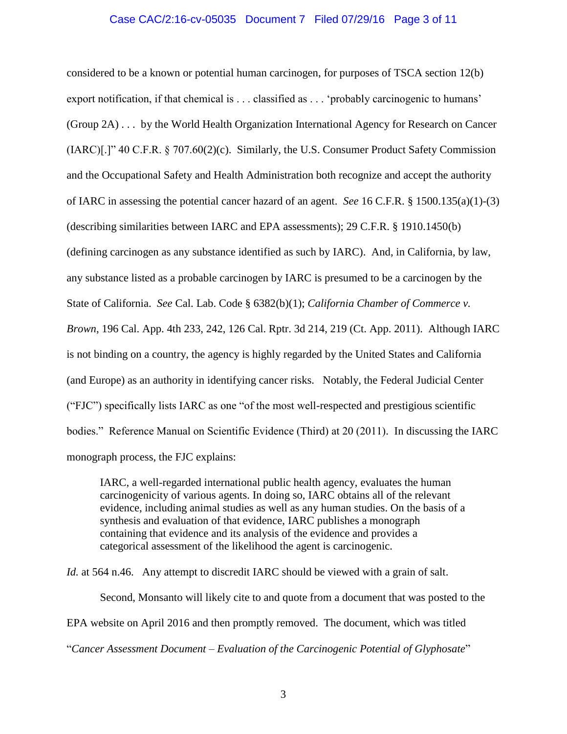considered to be a known or potential human carcinogen, for purposes of TSCA section 12(b) export notification, if that chemical is . . . classified as . . . 'probably carcinogenic to humans' (Group 2A) . . . by the World Health Organization International Agency for Research on Cancer (IARC)[.]" 40 C.F.R. § 707.60(2)(c). Similarly, the U.S. Consumer Product Safety Commission and the Occupational Safety and Health Administration both recognize and accept the authority of IARC in assessing the potential cancer hazard of an agent. *See* 16 C.F.R. § 1500.135(a)(1)-(3) (describing similarities between IARC and EPA assessments); 29 C.F.R. § 1910.1450(b) (defining carcinogen as any substance identified as such by IARC). And, in California, by law, any substance listed as a probable carcinogen by IARC is presumed to be a carcinogen by the State of California. *See* Cal. Lab. Code § 6382(b)(1); *California Chamber of Commerce v. Brown*, 196 Cal. App. 4th 233, 242, 126 Cal. Rptr. 3d 214, 219 (Ct. App. 2011). Although IARC is not binding on a country, the agency is highly regarded by the United States and California (and Europe) as an authority in identifying cancer risks. Notably, the Federal Judicial Center ("FJC") specifically lists IARC as one "of the most well-respected and prestigious scientific bodies." Reference Manual on Scientific Evidence (Third) at 20 (2011). In discussing the IARC monograph process, the FJC explains:

> IARC, a well-regarded international public health agency, evaluates the human carcinogenicity of various agents. In doing so, IARC obtains all of the relevant evidence, including animal studies as well as any human studies. On the basis of a synthesis and evaluation of that evidence, IARC publishes a monograph containing that evidence and its analysis of the evidence and provides a categorical assessment of the likelihood the agent is carcinogenic.

*Id.* at 564 n.46. Any attempt to discredit IARC should be viewed with a grain of salt.

Second, Monsanto will likely cite to and quote from a document that was posted to the EPA website on April 2016 and then promptly removed. The document, which was titled "*Cancer Assessment Document – Evaluation of the Carcinogenic Potential of Glyphosate*"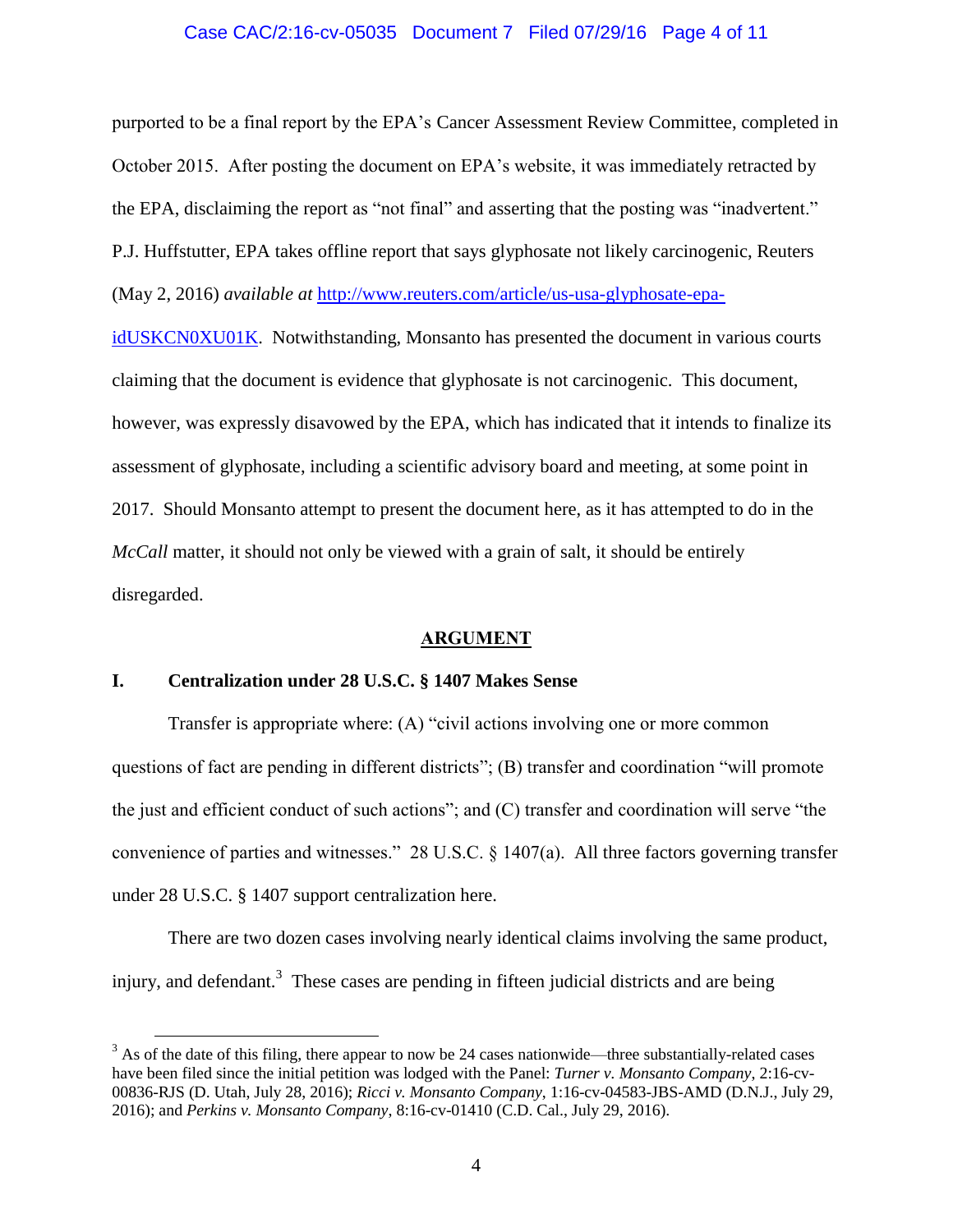purported to be a final report by the EPA's Cancer Assessment Review Committee, completed in October 2015. After posting the document on EPA's website, it was immediately retracted by the EPA, disclaiming the report as "not final" and asserting that the posting was "inadvertent." P.J. Huffstutter, EPA takes offline report that says glyphosate not likely carcinogenic, Reuters (May 2, 2016) *available at* [http://www.reuters.com/article/us-usa-glyphosate-epa-idUSKCN0XU01K](http://www.reuters.com/article/us-usa-glyphosate-epa-idUSKCN0XU01K). Notwithstanding, Monsanto has presented the document in various courts claiming that the document is evidence that glyphosate is not carcinogenic. This document, however, was expressly disavowed by the EPA, which has indicated that it intends to finalize its assessment of glyphosate, including a scientific advisory board and meeting, at some point in 2017. Should Monsanto attempt to present the document here, as it has attempted to do in the *McCall* matter, it should not only be viewed with a grain of salt, it should be entirely disregarded.

## ARGUMENT

### I. Centralization under 28 U.S.C. § 1407 Makes Sense

Transfer is appropriate where: (A) "civil actions involving one or more common questions of fact are pending in different districts"; (B) transfer and coordination "will promote the just and efficient conduct of such actions"; and (C) transfer and coordination will serve "the convenience of parties and witnesses." 28 U.S.C. § 1407(a). All three factors governing transfer under 28 U.S.C. § 1407 support centralization here.

There are two dozen cases involving nearly identical claims involving the same product, injury, and defendant.[3] These cases are pending in fifteen judicial districts and are being

[3] As of the date of this filing, there appear to now be 24 cases nationwide—three substantially-related cases have been filed since the initial petition was lodged with the Panel: *Turner v. Monsanto Company*, 2:16-cv-00836-RJS (D. Utah, July 28, 2016); *Ricci v. Monsanto Company*, 1:16-cv-04583-JBS-AMD (D.N.J., July 29, 2016); and *Perkins v. Monsanto Company*, 8:16-cv-01410 (C.D. Cal., July 29, 2016).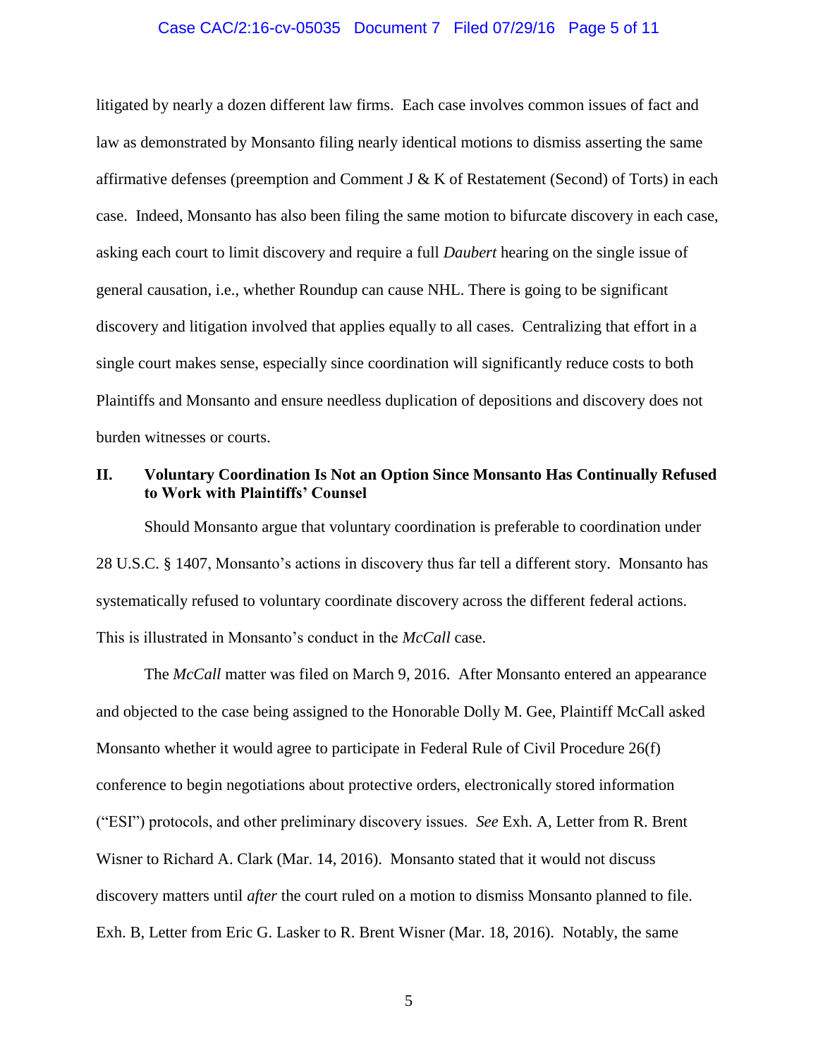litigated by nearly a dozen different law firms. Each case involves common issues of fact and law as demonstrated by Monsanto filing nearly identical motions to dismiss asserting the same affirmative defenses (preemption and Comment J & K of Restatement (Second) of Torts) in each case. Indeed, Monsanto has also been filing the same motion to bifurcate discovery in each case, asking each court to limit discovery and require a full *Daubert* hearing on the single issue of general causation, i.e., whether Roundup can cause NHL. There is going to be significant discovery and litigation involved that applies equally to all cases. Centralizing that effort in a single court makes sense, especially since coordination will significantly reduce costs to both Plaintiffs and Monsanto and ensure needless duplication of depositions and discovery does not burden witnesses or courts.

## II. Voluntary Coordination Is Not an Option Since Monsanto Has Continually Refused to Work with Plaintiffs' Counsel

Should Monsanto argue that voluntary coordination is preferable to coordination under 28 U.S.C. § 1407, Monsanto's actions in discovery thus far tell a different story. Monsanto has systematically refused to voluntary coordinate discovery across the different federal actions. This is illustrated in Monsanto's conduct in the *McCall* case.

The *McCall* matter was filed on March 9, 2016. After Monsanto entered an appearance and objected to the case being assigned to the Honorable Dolly M. Gee, Plaintiff McCall asked Monsanto whether it would agree to participate in Federal Rule of Civil Procedure 26(f) conference to begin negotiations about protective orders, electronically stored information ("ESI") protocols, and other preliminary discovery issues. *See* Exh. A, Letter from R. Brent Wisner to Richard A. Clark (Mar. 14, 2016). Monsanto stated that it would not discuss discovery matters until *after* the court ruled on a motion to dismiss Monsanto planned to file. Exh. B, Letter from Eric G. Lasker to R. Brent Wisner (Mar. 18, 2016). Notably, the same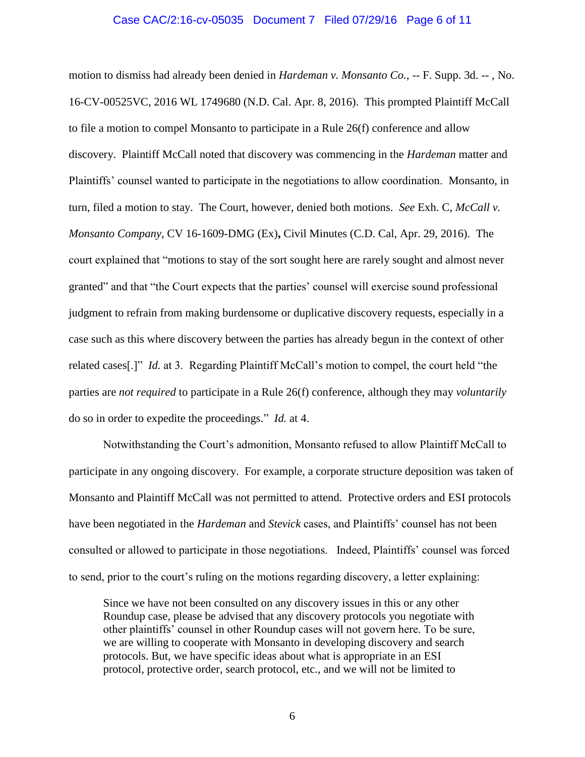motion to dismiss had already been denied in *Hardeman v. Monsanto Co.*, -- F. Supp. 3d. -- , No. 16-CV-00525VC, 2016 WL 1749680 (N.D. Cal. Apr. 8, 2016). This prompted Plaintiff McCall to file a motion to compel Monsanto to participate in a Rule 26(f) conference and allow discovery. Plaintiff McCall noted that discovery was commencing in the *Hardeman* matter and Plaintiffs' counsel wanted to participate in the negotiations to allow coordination. Monsanto, in turn, filed a motion to stay. The Court, however, denied both motions. *See* Exh. C, *McCall v. Monsanto Company*, CV 16-1609-DMG (Ex)**,** Civil Minutes (C.D. Cal, Apr. 29, 2016). The court explained that "motions to stay of the sort sought here are rarely sought and almost never granted" and that "the Court expects that the parties' counsel will exercise sound professional judgment to refrain from making burdensome or duplicative discovery requests, especially in a case such as this where discovery between the parties has already begun in the context of other related cases[.]" *Id.* at 3. Regarding Plaintiff McCall's motion to compel, the court held "the parties are *not required* to participate in a Rule 26(f) conference, although they may *voluntarily* do so in order to expedite the proceedings." *Id.* at 4.

Notwithstanding the Court's admonition, Monsanto refused to allow Plaintiff McCall to participate in any ongoing discovery. For example, a corporate structure deposition was taken of Monsanto and Plaintiff McCall was not permitted to attend. Protective orders and ESI protocols have been negotiated in the *Hardeman* and *Stevick* cases, and Plaintiffs' counsel has not been consulted or allowed to participate in those negotiations. Indeed, Plaintiffs' counsel was forced to send, prior to the court's ruling on the motions regarding discovery, a letter explaining:

> Since we have not been consulted on any discovery issues in this or any other Roundup case, please be advised that any discovery protocols you negotiate with other plaintiffs' counsel in other Roundup cases will not govern here. To be sure, we are willing to cooperate with Monsanto in developing discovery and search protocols. But, we have specific ideas about what is appropriate in an ESI protocol, protective order, search protocol, etc., and we will not be limited to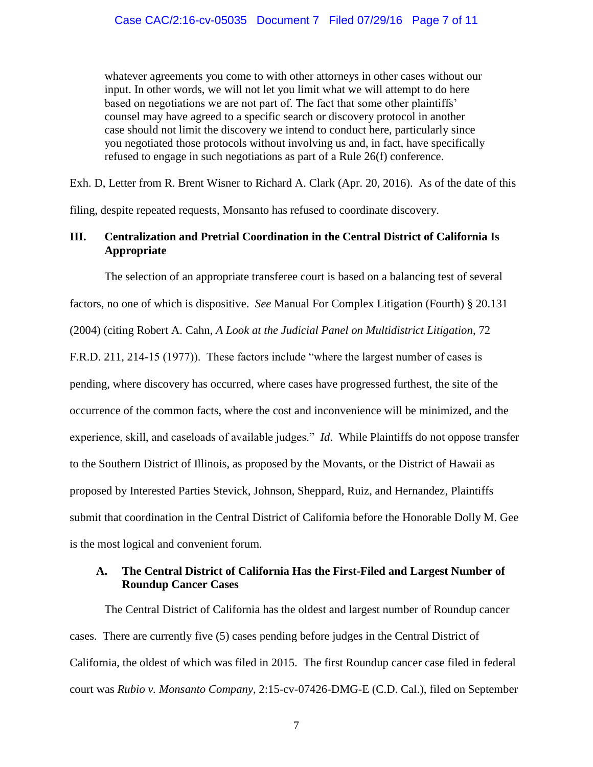> whatever agreements you come to with other attorneys in other cases without our input. In other words, we will not let you limit what we will attempt to do here based on negotiations we are not part of. The fact that some other plaintiffs' counsel may have agreed to a specific search or discovery protocol in another case should not limit the discovery we intend to conduct here, particularly since you negotiated those protocols without involving us and, in fact, have specifically refused to engage in such negotiations as part of a Rule 26(f) conference.

Exh. D, Letter from R. Brent Wisner to Richard A. Clark (Apr. 20, 2016). As of the date of this filing, despite repeated requests, Monsanto has refused to coordinate discovery.

## III. Centralization and Pretrial Coordination in the Central District of California Is Appropriate

The selection of an appropriate transferee court is based on a balancing test of several factors, no one of which is dispositive. *See* Manual For Complex Litigation (Fourth) § 20.131 (2004) (citing Robert A. Cahn, *A Look at the Judicial Panel on Multidistrict Litigation*, 72 F.R.D. 211, 214-15 (1977)). These factors include "where the largest number of cases is pending, where discovery has occurred, where cases have progressed furthest, the site of the occurrence of the common facts, where the cost and inconvenience will be minimized, and the experience, skill, and caseloads of available judges." *Id*. While Plaintiffs do not oppose transfer to the Southern District of Illinois, as proposed by the Movants, or the District of Hawaii as proposed by Interested Parties Stevick, Johnson, Sheppard, Ruiz, and Hernandez, Plaintiffs submit that coordination in the Central District of California before the Honorable Dolly M. Gee is the most logical and convenient forum.

### A. The Central District of California Has the First-Filed and Largest Number of Roundup Cancer Cases

The Central District of California has the oldest and largest number of Roundup cancer cases. There are currently five (5) cases pending before judges in the Central District of California, the oldest of which was filed in 2015. The first Roundup cancer case filed in federal court was *Rubio v. Monsanto Company*, 2:15-cv-07426-DMG-E (C.D. Cal.), filed on September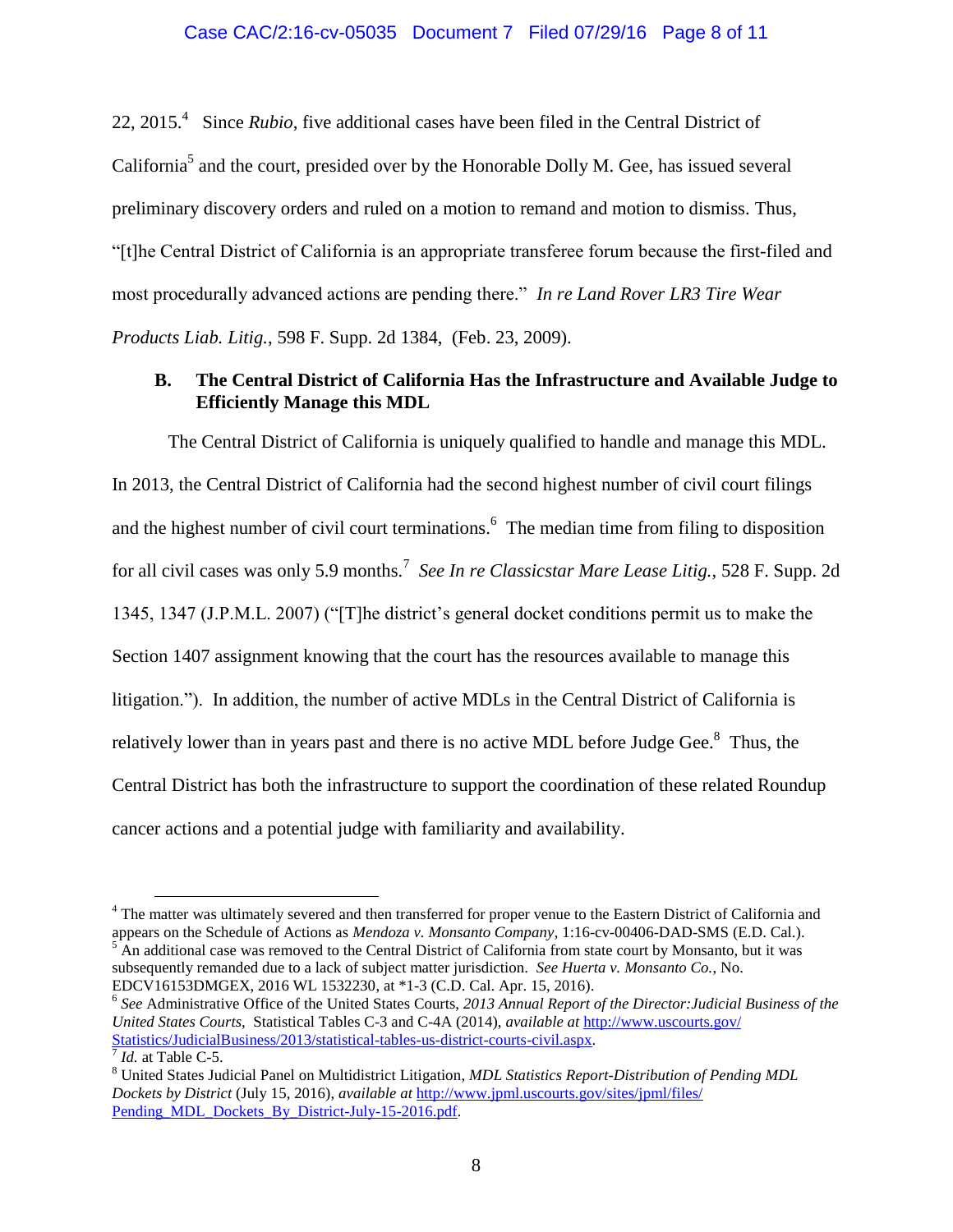22, 2015.[4] Since *Rubio*, five additional cases have been filed in the Central District of California[5] and the court, presided over by the Honorable Dolly M. Gee, has issued several preliminary discovery orders and ruled on a motion to remand and motion to dismiss. Thus, "[t]he Central District of California is an appropriate transferee forum because the first-filed and most procedurally advanced actions are pending there." *In re Land Rover LR3 Tire Wear Products Liab. Litig.*, 598 F. Supp. 2d 1384, (Feb. 23, 2009).

### B. The Central District of California Has the Infrastructure and Available Judge to Efficiently Manage this MDL

The Central District of California is uniquely qualified to handle and manage this MDL. In 2013, the Central District of California had the second highest number of civil court filings and the highest number of civil court terminations.[6] The median time from filing to disposition for all civil cases was only 5.9 months.[7] *See In re Classicstar Mare Lease Litig.*, 528 F. Supp. 2d 1345, 1347 (J.P.M.L. 2007) ("[T]he district's general docket conditions permit us to make the Section 1407 assignment knowing that the court has the resources available to manage this litigation."). In addition, the number of active MDLs in the Central District of California is relatively lower than in years past and there is no active MDL before Judge Gee.[8] Thus, the Central District has both the infrastructure to support the coordination of these related Roundup cancer actions and a potential judge with familiarity and availability.

---

[4] The matter was ultimately severed and then transferred for proper venue to the Eastern District of California and appears on the Schedule of Actions as *Mendoza v. Monsanto Company*, 1:16-cv-00406-DAD-SMS (E.D. Cal.).

[5] An additional case was removed to the Central District of California from state court by Monsanto, but it was subsequently remanded due to a lack of subject matter jurisdiction. *See Huerta v. Monsanto Co.*, No. EDCV16153DMGEX, 2016 WL 1532230, at *1-3 (C.D. Cal. Apr. 15, 2016).

[6] *See* Administrative Office of the United States Courts, *2013 Annual Report of the Director: Judicial Business of the United States Courts,* Statistical Tables C-3 and C-4A (2014), *available at* http://www.uscourts.gov/Statistics/JudicialBusiness/2013/statistical-tables-us-district-courts-civil.aspx.

[7] *Id.* at Table C-5.

[8] United States Judicial Panel on Multidistrict Litigation, *MDL Statistics Report-Distribution of Pending MDL Dockets by District* (July 15, 2016), *available at* http://www.jpml.uscourts.gov/sites/jpml/files/Pending_MDL_Dockets_By_District-July-15-2016.pdf.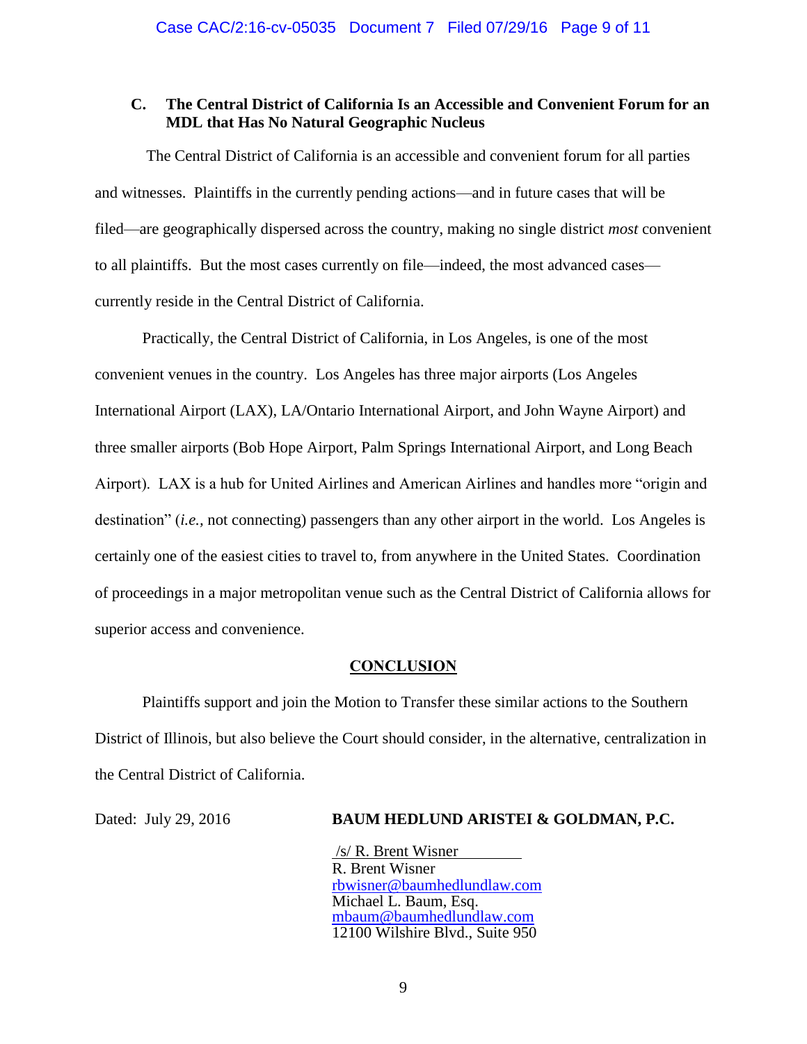### C. The Central District of California Is an Accessible and Convenient Forum for an MDL that Has No Natural Geographic Nucleus

The Central District of California is an accessible and convenient forum for all parties and witnesses. Plaintiffs in the currently pending actions—and in future cases that will be filed—are geographically dispersed across the country, making no single district *most* convenient to all plaintiffs. But the most cases currently on file—indeed, the most advanced cases—currently reside in the Central District of California.

Practically, the Central District of California, in Los Angeles, is one of the most convenient venues in the country. Los Angeles has three major airports (Los Angeles International Airport (LAX), LA/Ontario International Airport, and John Wayne Airport) and three smaller airports (Bob Hope Airport, Palm Springs International Airport, and Long Beach Airport). LAX is a hub for United Airlines and American Airlines and handles more "origin and destination" (*i.e.,* not connecting) passengers than any other airport in the world. Los Angeles is certainly one of the easiest cities to travel to, from anywhere in the United States. Coordination of proceedings in a major metropolitan venue such as the Central District of California allows for superior access and convenience.

## CONCLUSION

Plaintiffs support and join the Motion to Transfer these similar actions to the Southern District of Illinois, but also believe the Court should consider, in the alternative, centralization in the Central District of California.

Dated: July 29, 2016

**BAUM HEDLUND ARISTEI & GOLDMAN, P.C.**

/s/ R. Brent Wisner
R. Brent Wisner
rbwisner@baumhedlundlaw.com
Michael L. Baum, Esq.
mbaum@baumhedlundlaw.com
12100 Wilshire Blvd., Suite 950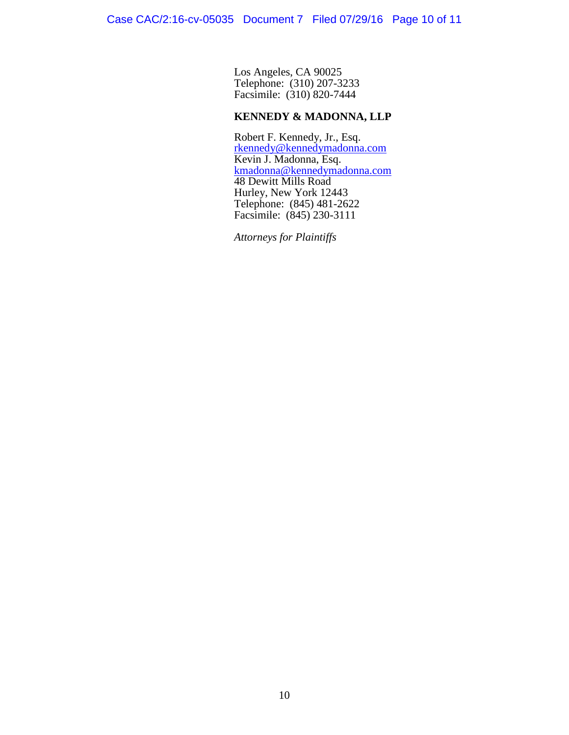Los Angeles, CA 90025
Telephone: (310) 207-3233
Facsimile: (310) 820-7444

**KENNEDY & MADONNA, LLP**

Robert F. Kennedy, Jr., Esq.
rkennedy@kennedymadonna.com
Kevin J. Madonna, Esq.
kmadonna@kennedymadonna.com
48 Dewitt Mills Road
Hurley, New York 12443
Telephone: (845) 481-2622
Facsimile: (845) 230-3111

*Attorneys for Plaintiffs*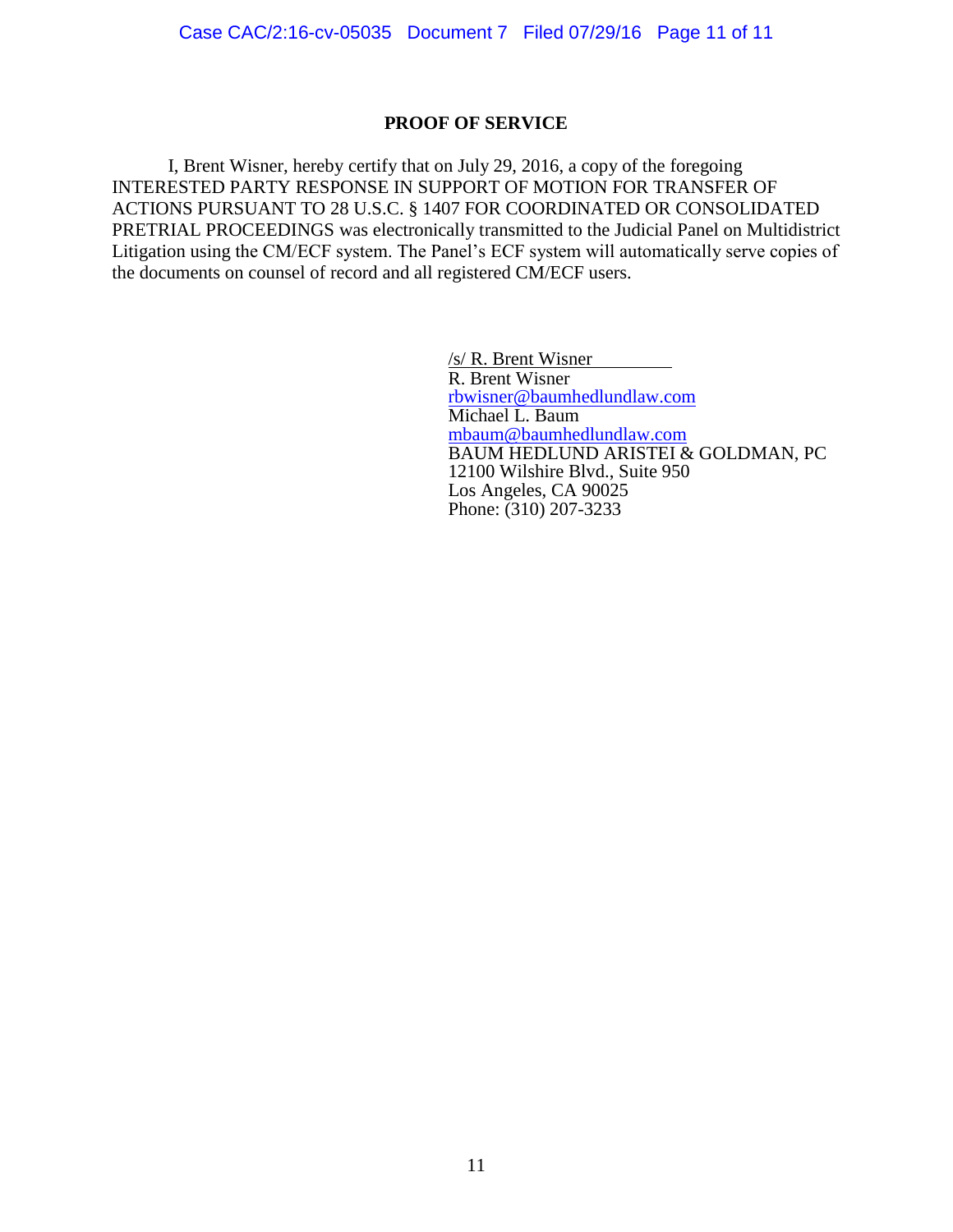**PROOF OF SERVICE**

I, Brent Wisner, hereby certify that on July 29, 2016, a copy of the foregoing INTERESTED PARTY RESPONSE IN SUPPORT OF MOTION FOR TRANSFER OF ACTIONS PURSUANT TO 28 U.S.C. § 1407 FOR COORDINATED OR CONSOLIDATED PRETRIAL PROCEEDINGS was electronically transmitted to the Judicial Panel on Multidistrict Litigation using the CM/ECF system. The Panel's ECF system will automatically serve copies of the documents on counsel of record and all registered CM/ECF users.

/s/ R. Brent Wisner
R. Brent Wisner
rbwisner@baumhedlundlaw.com
Michael L. Baum
mbaum@baumhedlundlaw.com
BAUM HEDLUND ARISTEI & GOLDMAN, PC
12100 Wilshire Blvd., Suite 950
Los Angeles, CA 90025
Phone: (310) 207-3233